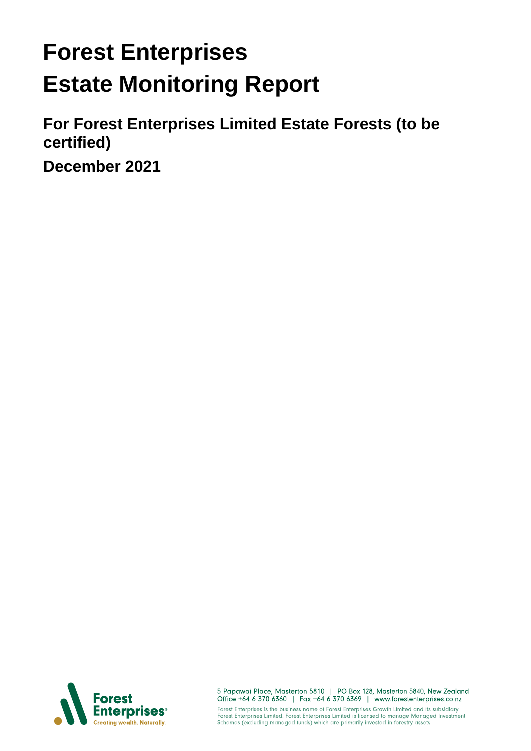# Forest Enterprises
# Estate Monitoring Report

## For Forest Enterprises Limited Estate Forests (to be certified)

## December 2021

5 Papawai Place, Masterton 5810 | PO Box 128, Masterton 5840, New Zealand
Office +64 6 370 6360 | Fax +64 6 370 6369 | www.forestenterprises.co.nz

Forest Enterprises is the business name of Forest Enterprises Growth Limited and its subsidiary Forest Enterprises Limited. Forest Enterprises Limited is licensed to manage Managed Investment Schemes (excluding managed funds) which are primarily invested in forestry assets.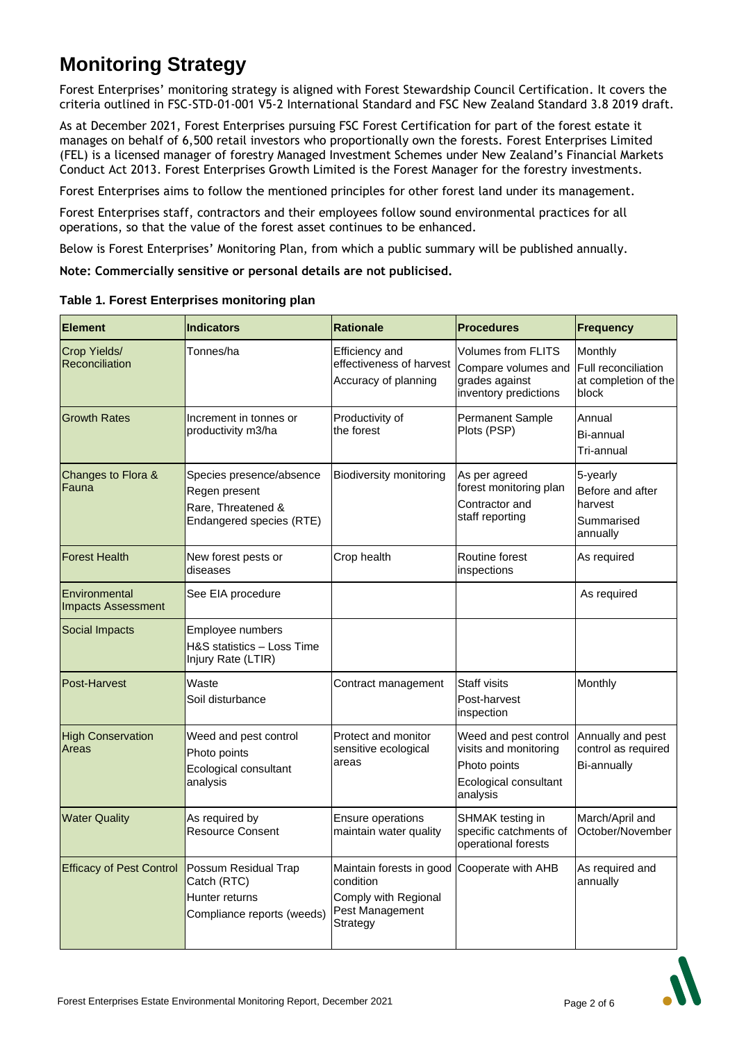# Monitoring Strategy

Forest Enterprises' monitoring strategy is aligned with Forest Stewardship Council Certification. It covers the criteria outlined in FSC-STD-01-001 V5-2 International Standard and FSC New Zealand Standard 3.8 2019 draft.

As at December 2021, Forest Enterprises pursuing FSC Forest Certification for part of the forest estate it manages on behalf of 6,500 retail investors who proportionally own the forests. Forest Enterprises Limited (FEL) is a licensed manager of forestry Managed Investment Schemes under New Zealand's Financial Markets Conduct Act 2013. Forest Enterprises Growth Limited is the Forest Manager for the forestry investments.

Forest Enterprises aims to follow the mentioned principles for other forest land under its management.

Forest Enterprises staff, contractors and their employees follow sound environmental practices for all operations, so that the value of the forest asset continues to be enhanced.

Below is Forest Enterprises' Monitoring Plan, from which a public summary will be published annually.

**Note: Commercially sensitive or personal details are not publicised.**

**Table 1. Forest Enterprises monitoring plan**

| Element | Indicators | Rationale | Procedures | Frequency |
|---|---|---|---|---|
| Crop Yields/ Reconciliation | Tonnes/ha | Efficiency and effectiveness of harvest<br>Accuracy of planning | Volumes from FLITS<br>Compare volumes and grades against inventory predictions | Monthly<br>Full reconciliation at completion of the block |
| Growth Rates | Increment in tonnes or productivity m3/ha | Productivity of the forest | Permanent Sample Plots (PSP) | Annual<br>Bi-annual<br>Tri-annual |
| Changes to Flora & Fauna | Species presence/absence<br>Regen present<br>Rare, Threatened & Endangered species (RTE) | Biodiversity monitoring | As per agreed forest monitoring plan<br>Contractor and staff reporting | 5-yearly<br>Before and after harvest<br>Summarised annually |
| Forest Health | New forest pests or diseases | Crop health | Routine forest inspections | As required |
| Environmental Impacts Assessment | See EIA procedure | | | As required |
| Social Impacts | Employee numbers<br>H&S statistics – Loss Time Injury Rate (LTIR) | | | |
| Post-Harvest | Waste<br>Soil disturbance | Contract management | Staff visits<br>Post-harvest inspection | Monthly |
| High Conservation Areas | Weed and pest control<br>Photo points<br>Ecological consultant analysis | Protect and monitor sensitive ecological areas | Weed and pest control visits and monitoring<br>Photo points<br>Ecological consultant analysis | Annually and pest control as required<br>Bi-annually |
| Water Quality | As required by Resource Consent | Ensure operations maintain water quality | SHMAK testing in specific catchments of operational forests | March/April and October/November |
| Efficacy of Pest Control | Possum Residual Trap Catch (RTC)<br>Hunter returns<br>Compliance reports (weeds) | Maintain forests in good condition<br>Comply with Regional Pest Management Strategy | Cooperate with AHB | As required and annually |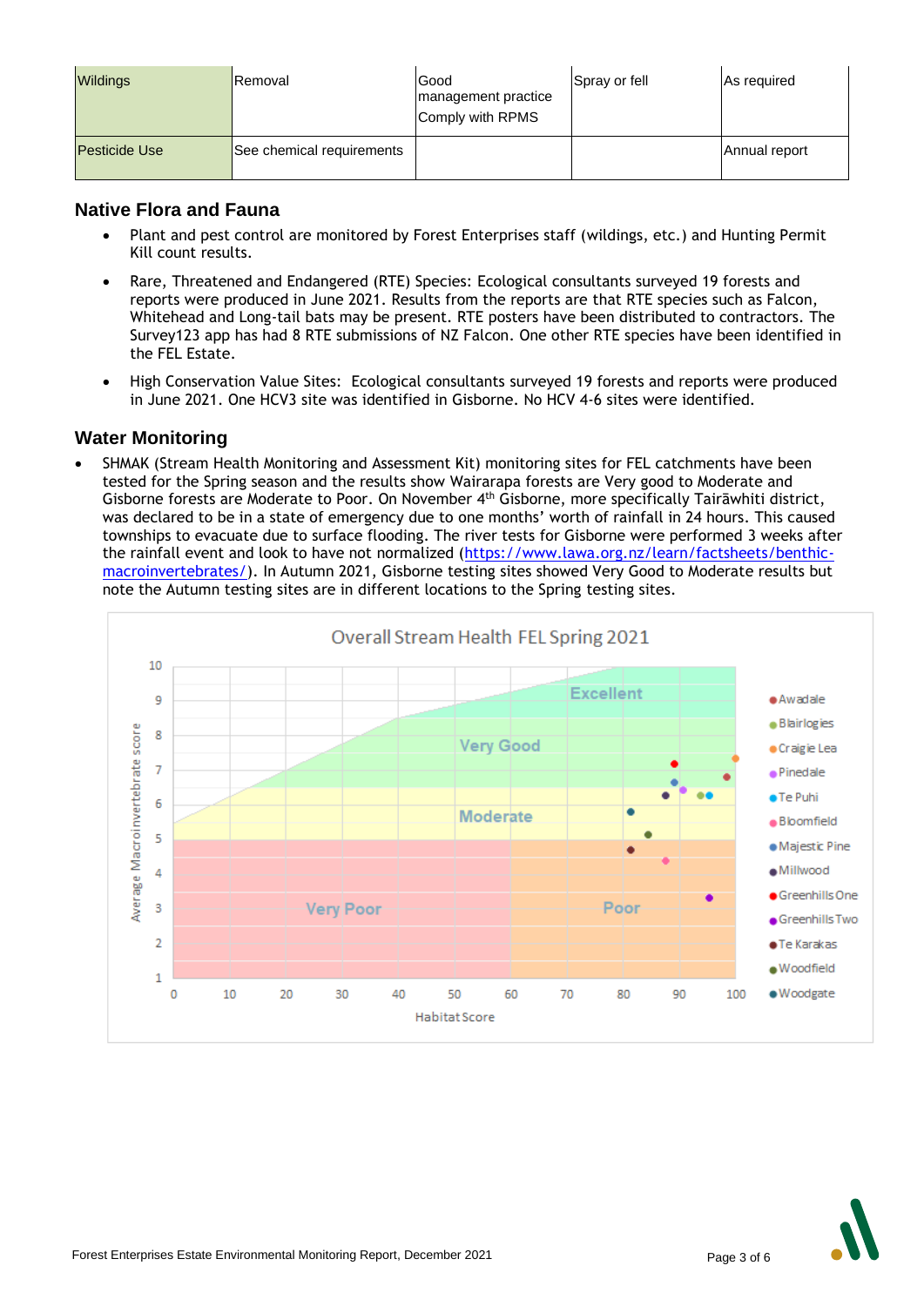| Wildings | Removal | Good management practice<br>Comply with RPMS | Spray or fell | As required |
|---|---|---|---|---|
| Pesticide Use | See chemical requirements | | | Annual report |

## Native Flora and Fauna

- Plant and pest control are monitored by Forest Enterprises staff (wildings, etc.) and Hunting Permit Kill count results.
- Rare, Threatened and Endangered (RTE) Species: Ecological consultants surveyed 19 forests and reports were produced in June 2021. Results from the reports are that RTE species such as Falcon, Whitehead and Long-tail bats may be present. RTE posters have been distributed to contractors. The Survey123 app has had 8 RTE submissions of NZ Falcon. One other RTE species have been identified in the FEL Estate.
- High Conservation Value Sites: Ecological consultants surveyed 19 forests and reports were produced in June 2021. One HCV3 site was identified in Gisborne. No HCV 4-6 sites were identified.

## Water Monitoring

- SHMAK (Stream Health Monitoring and Assessment Kit) monitoring sites for FEL catchments have been tested for the Spring season and the results show Wairarapa forests are Very good to Moderate and Gisborne forests are Moderate to Poor. On November 4th Gisborne, more specifically Tairāwhiti district, was declared to be in a state of emergency due to one months' worth of rainfall in 24 hours. This caused townships to evacuate due to surface flooding. The river tests for Gisborne were performed 3 weeks after the rainfall event and look to have not normalized (https://www.lawa.org.nz/learn/factsheets/benthic-macroinvertebrates/). In Autumn 2021, Gisborne testing sites showed Very Good to Moderate results but note the Autumn testing sites are in different locations to the Spring testing sites.

Overall Stream Health FEL Spring 2021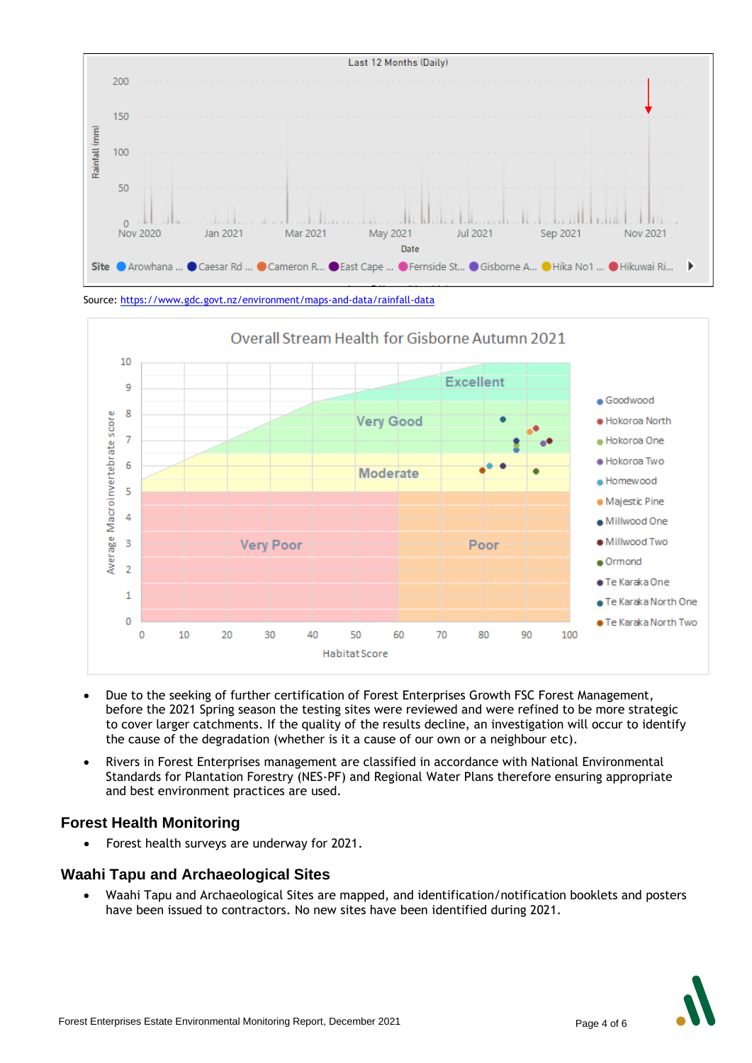Source: https://www.gdc.govt.nz/environment/maps-and-data/rainfall-data

- Due to the seeking of further certification of Forest Enterprises Growth FSC Forest Management, before the 2021 Spring season the testing sites were reviewed and were refined to be more strategic to cover larger catchments. If the quality of the results decline, an investigation will occur to identify the cause of the degradation (whether is it a cause of our own or a neighbour etc).
- Rivers in Forest Enterprises management are classified in accordance with National Environmental Standards for Plantation Forestry (NES-PF) and Regional Water Plans therefore ensuring appropriate and best environment practices are used.

## Forest Health Monitoring

- Forest health surveys are underway for 2021.

## Waahi Tapu and Archaeological Sites

- Waahi Tapu and Archaeological Sites are mapped, and identification/notification booklets and posters have been issued to contractors. No new sites have been identified during 2021.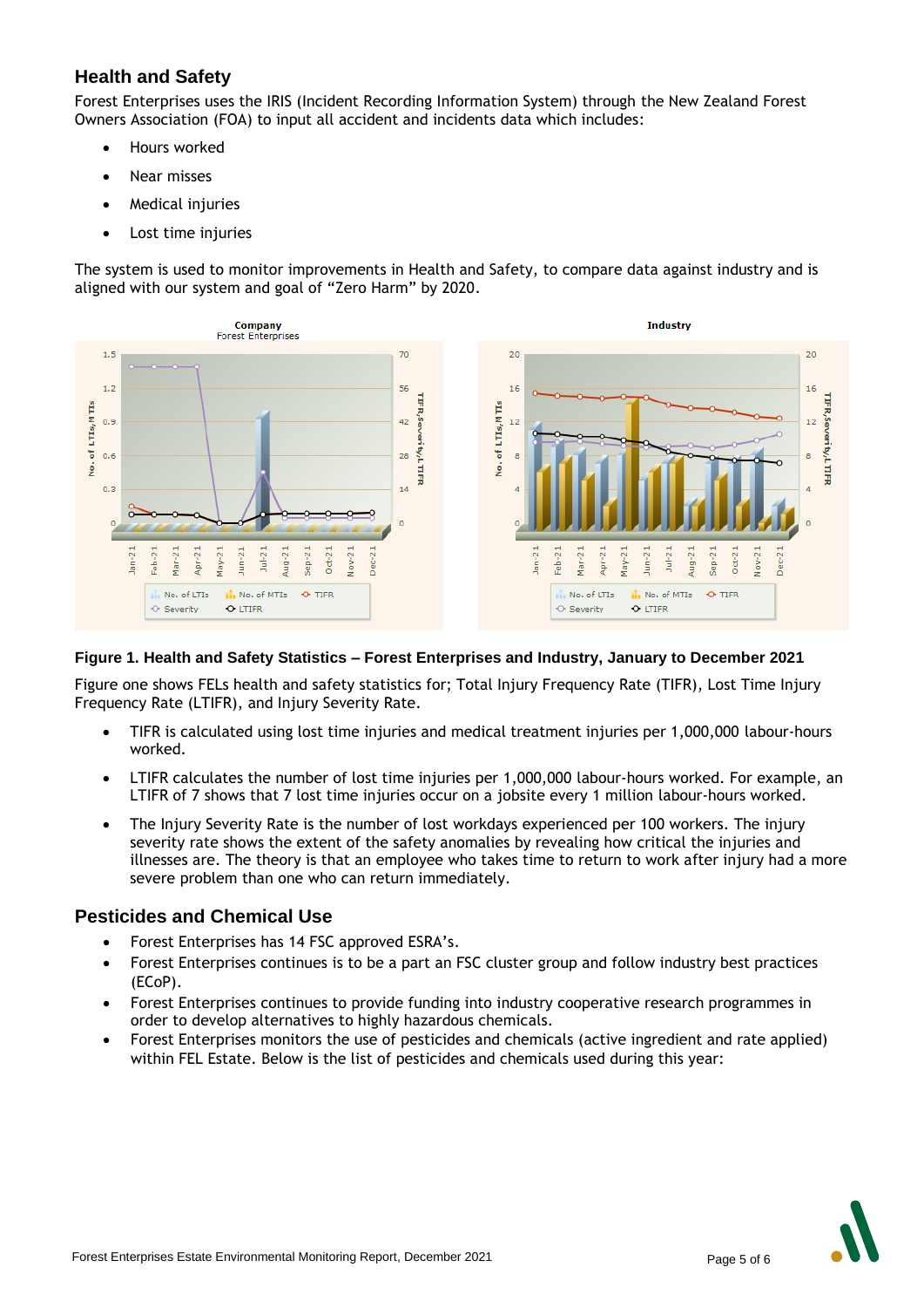## Health and Safety

Forest Enterprises uses the IRIS (Incident Recording Information System) through the New Zealand Forest Owners Association (FOA) to input all accident and incidents data which includes:

- Hours worked
- Near misses
- Medical injuries
- Lost time injuries

The system is used to monitor improvements in Health and Safety, to compare data against industry and is aligned with our system and goal of “Zero Harm” by 2020.

**Figure 1. Health and Safety Statistics – Forest Enterprises and Industry, January to December 2021**

Figure one shows FELs health and safety statistics for; Total Injury Frequency Rate (TIFR), Lost Time Injury Frequency Rate (LTIFR), and Injury Severity Rate.

- TIFR is calculated using lost time injuries and medical treatment injuries per 1,000,000 labour-hours worked.
- LTIFR calculates the number of lost time injuries per 1,000,000 labour-hours worked. For example, an LTIFR of 7 shows that 7 lost time injuries occur on a jobsite every 1 million labour-hours worked.
- The Injury Severity Rate is the number of lost workdays experienced per 100 workers. The injury severity rate shows the extent of the safety anomalies by revealing how critical the injuries and illnesses are. The theory is that an employee who takes time to return to work after injury had a more severe problem than one who can return immediately.

## Pesticides and Chemical Use

- Forest Enterprises has 14 FSC approved ESRA’s.
- Forest Enterprises continues is to be a part an FSC cluster group and follow industry best practices (ECoP).
- Forest Enterprises continues to provide funding into industry cooperative research programmes in order to develop alternatives to highly hazardous chemicals.
- Forest Enterprises monitors the use of pesticides and chemicals (active ingredient and rate applied) within FEL Estate. Below is the list of pesticides and chemicals used during this year: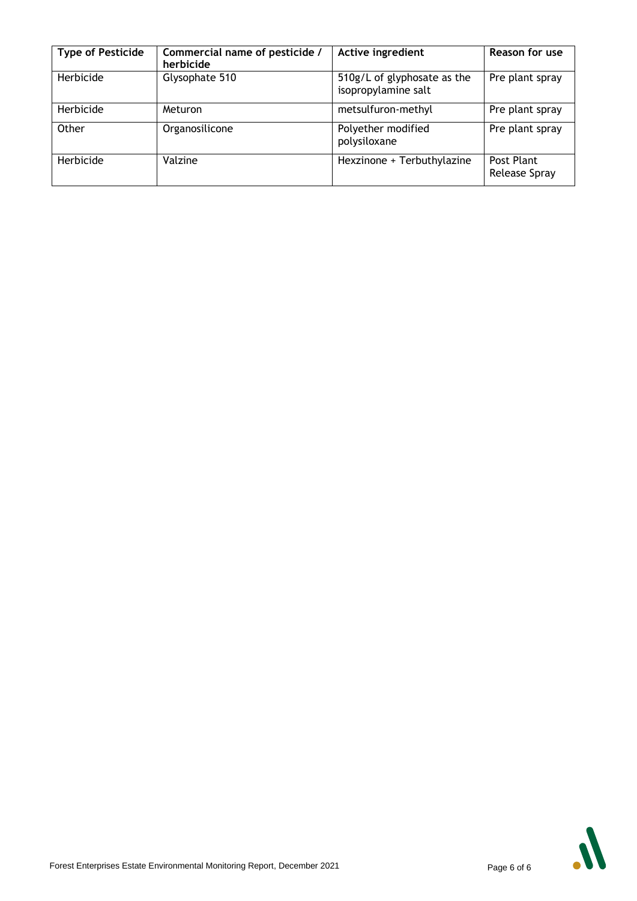| Type of Pesticide | Commercial name of pesticide / herbicide | Active ingredient | Reason for use |
|---|---|---|---|
| Herbicide | Glysophate 510 | 510g/L of glyphosate as the isopropylamine salt | Pre plant spray |
| Herbicide | Meturon | metsulfuron-methyl | Pre plant spray |
| Other | Organosilicone | Polyether modified polysiloxane | Pre plant spray |
| Herbicide | Valzine | Hexzinone + Terbuthylazine | Post Plant Release Spray |